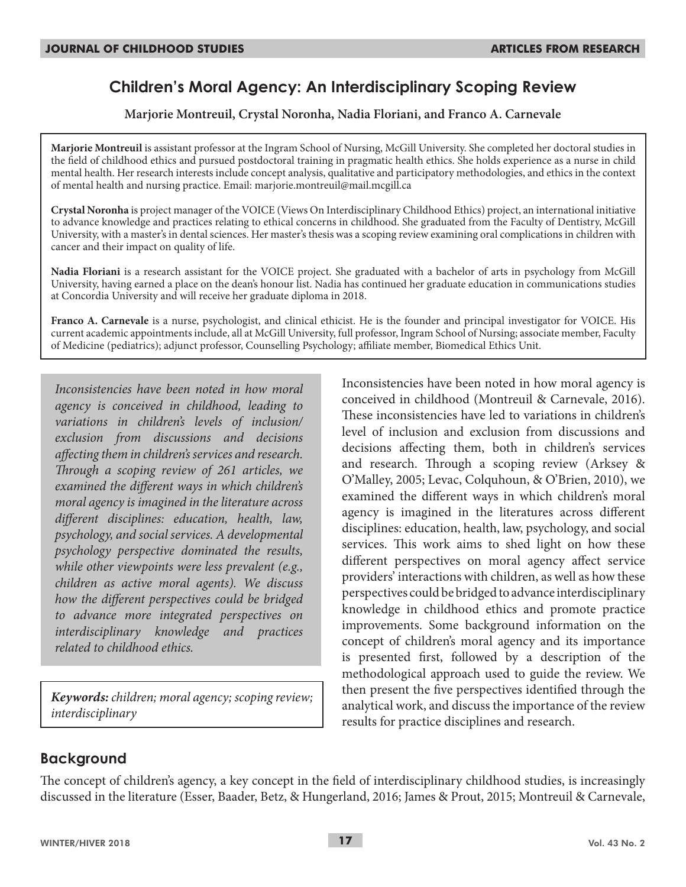# Children's Moral Agency: An Interdisciplinary Scoping Review

**Marjorie Montreuil, Crystal Noronha, Nadia Floriani, and Franco A. Carnevale**

**Marjorie Montreuil** is assistant professor at the Ingram School of Nursing, McGill University. She completed her doctoral studies in the field of childhood ethics and pursued postdoctoral training in pragmatic health ethics. She holds experience as a nurse in child mental health. Her research interests include concept analysis, qualitative and participatory methodologies, and ethics in the context of mental health and nursing practice. Email: marjorie.montreuil@mail.mcgill.ca

**Crystal Noronha** is project manager of the VOICE (Views On Interdisciplinary Childhood Ethics) project, an international initiative to advance knowledge and practices relating to ethical concerns in childhood. She graduated from the Faculty of Dentistry, McGill University, with a master's in dental sciences. Her master's thesis was a scoping review examining oral complications in children with cancer and their impact on quality of life.

**Nadia Floriani** is a research assistant for the VOICE project. She graduated with a bachelor of arts in psychology from McGill University, having earned a place on the dean's honour list. Nadia has continued her graduate education in communications studies at Concordia University and will receive her graduate diploma in 2018.

**Franco A. Carnevale** is a nurse, psychologist, and clinical ethicist. He is the founder and principal investigator for VOICE. His current academic appointments include, all at McGill University, full professor, Ingram School of Nursing; associate member, Faculty of Medicine (pediatrics); adjunct professor, Counselling Psychology; affiliate member, Biomedical Ethics Unit.

*Inconsistencies have been noted in how moral agency is conceived in childhood, leading to variations in children's levels of inclusion/exclusion from discussions and decisions affecting them in children's services and research. Through a scoping review of 261 articles, we examined the different ways in which children's moral agency is imagined in the literature across different disciplines: education, health, law, psychology, and social services. A developmental psychology perspective dominated the results, while other viewpoints were less prevalent (e.g., children as active moral agents). We discuss how the different perspectives could be bridged to advance more integrated perspectives on interdisciplinary knowledge and practices related to childhood ethics.*

***Keywords:*** *children; moral agency; scoping review; interdisciplinary*

Inconsistencies have been noted in how moral agency is conceived in childhood (Montreuil & Carnevale, 2016). These inconsistencies have led to variations in children's level of inclusion and exclusion from discussions and decisions affecting them, both in children's services and research. Through a scoping review (Arksey & O'Malley, 2005; Levac, Colquhoun, & O'Brien, 2010), we examined the different ways in which children's moral agency is imagined in the literatures across different disciplines: education, health, law, psychology, and social services. This work aims to shed light on how these different perspectives on moral agency affect service providers' interactions with children, as well as how these perspectives could be bridged to advance interdisciplinary knowledge in childhood ethics and promote practice improvements. Some background information on the concept of children's moral agency and its importance is presented first, followed by a description of the methodological approach used to guide the review. We then present the five perspectives identified through the analytical work, and discuss the importance of the review results for practice disciplines and research.

## Background

The concept of children's agency, a key concept in the field of interdisciplinary childhood studies, is increasingly discussed in the literature (Esser, Baader, Betz, & Hungerland, 2016; James & Prout, 2015; Montreuil & Carnevale,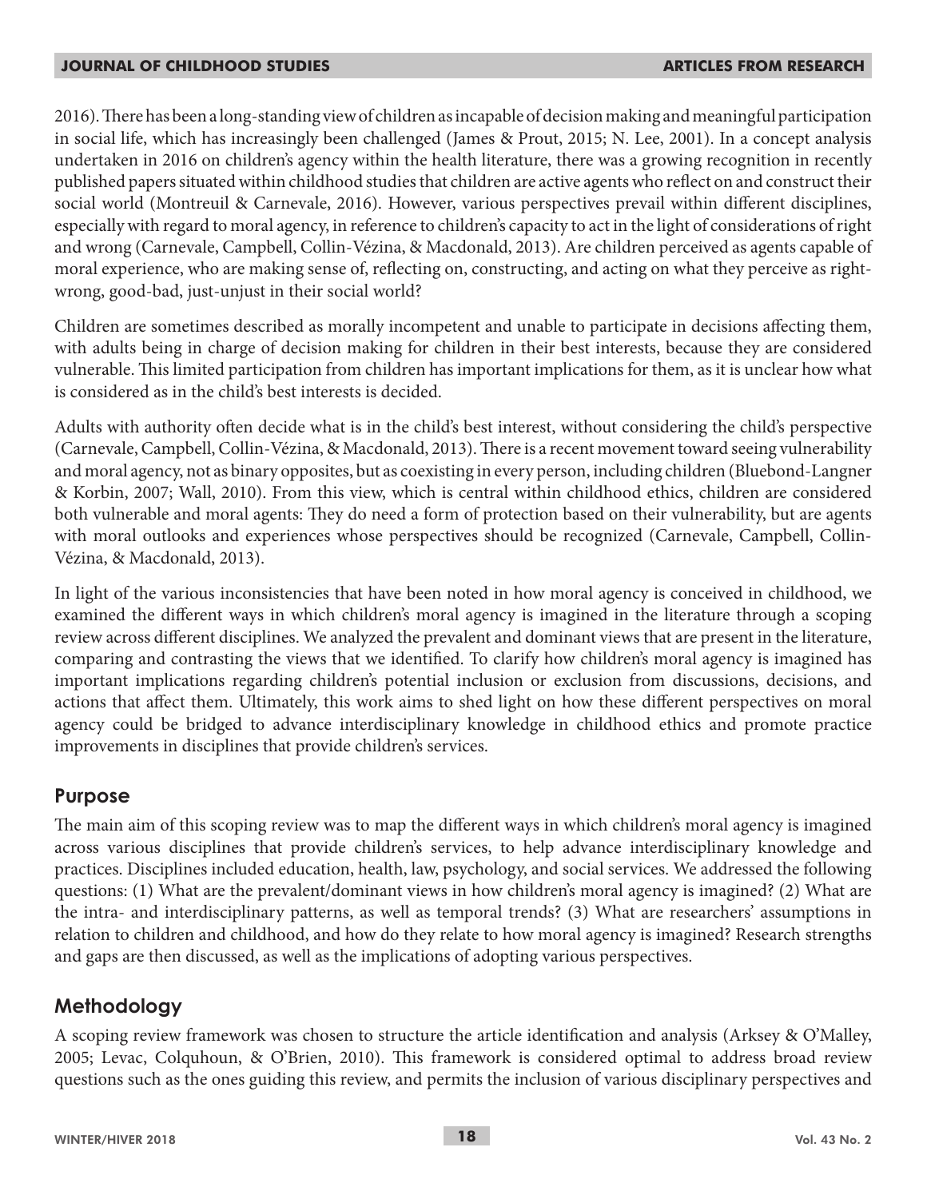2016). There has been a long-standing view of children as incapable of decision making and meaningful participation in social life, which has increasingly been challenged (James & Prout, 2015; N. Lee, 2001). In a concept analysis undertaken in 2016 on children's agency within the health literature, there was a growing recognition in recently published papers situated within childhood studies that children are active agents who reflect on and construct their social world (Montreuil & Carnevale, 2016). However, various perspectives prevail within different disciplines, especially with regard to moral agency, in reference to children's capacity to act in the light of considerations of right and wrong (Carnevale, Campbell, Collin-Vézina, & Macdonald, 2013). Are children perceived as agents capable of moral experience, who are making sense of, reflecting on, constructing, and acting on what they perceive as right-wrong, good-bad, just-unjust in their social world?

Children are sometimes described as morally incompetent and unable to participate in decisions affecting them, with adults being in charge of decision making for children in their best interests, because they are considered vulnerable. This limited participation from children has important implications for them, as it is unclear how what is considered as in the child's best interests is decided.

Adults with authority often decide what is in the child's best interest, without considering the child's perspective (Carnevale, Campbell, Collin-Vézina, & Macdonald, 2013). There is a recent movement toward seeing vulnerability and moral agency, not as binary opposites, but as coexisting in every person, including children (Bluebond-Langner & Korbin, 2007; Wall, 2010). From this view, which is central within childhood ethics, children are considered both vulnerable and moral agents: They do need a form of protection based on their vulnerability, but are agents with moral outlooks and experiences whose perspectives should be recognized (Carnevale, Campbell, Collin-Vézina, & Macdonald, 2013).

In light of the various inconsistencies that have been noted in how moral agency is conceived in childhood, we examined the different ways in which children's moral agency is imagined in the literature through a scoping review across different disciplines. We analyzed the prevalent and dominant views that are present in the literature, comparing and contrasting the views that we identified. To clarify how children's moral agency is imagined has important implications regarding children's potential inclusion or exclusion from discussions, decisions, and actions that affect them. Ultimately, this work aims to shed light on how these different perspectives on moral agency could be bridged to advance interdisciplinary knowledge in childhood ethics and promote practice improvements in disciplines that provide children's services.

## Purpose

The main aim of this scoping review was to map the different ways in which children's moral agency is imagined across various disciplines that provide children's services, to help advance interdisciplinary knowledge and practices. Disciplines included education, health, law, psychology, and social services. We addressed the following questions: (1) What are the prevalent/dominant views in how children's moral agency is imagined? (2) What are the intra- and interdisciplinary patterns, as well as temporal trends? (3) What are researchers' assumptions in relation to children and childhood, and how do they relate to how moral agency is imagined? Research strengths and gaps are then discussed, as well as the implications of adopting various perspectives.

## Methodology

A scoping review framework was chosen to structure the article identification and analysis (Arksey & O'Malley, 2005; Levac, Colquhoun, & O'Brien, 2010). This framework is considered optimal to address broad review questions such as the ones guiding this review, and permits the inclusion of various disciplinary perspectives and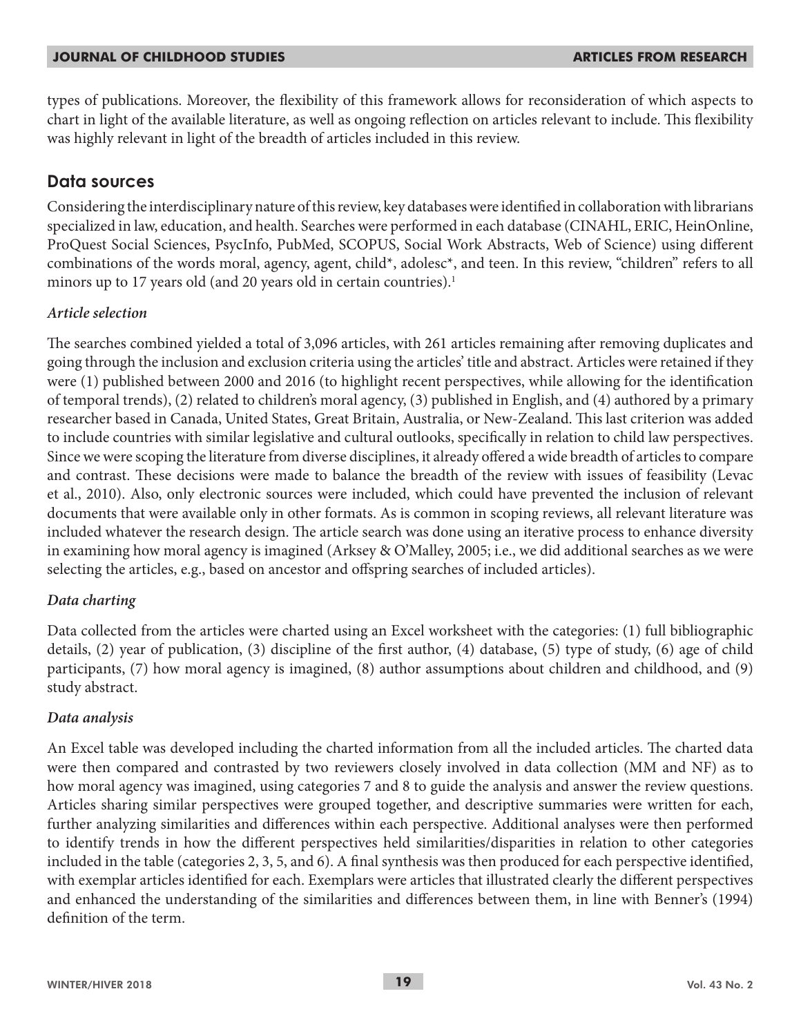types of publications. Moreover, the flexibility of this framework allows for reconsideration of which aspects to chart in light of the available literature, as well as ongoing reflection on articles relevant to include. This flexibility was highly relevant in light of the breadth of articles included in this review.

## Data sources

Considering the interdisciplinary nature of this review, key databases were identified in collaboration with librarians specialized in law, education, and health. Searches were performed in each database (CINAHL, ERIC, HeinOnline, ProQuest Social Sciences, PsycInfo, PubMed, SCOPUS, Social Work Abstracts, Web of Science) using different combinations of the words moral, agency, agent, child*, adolesc*, and teen. In this review, "children" refers to all minors up to 17 years old (and 20 years old in certain countries).[1]

### *Article selection*

The searches combined yielded a total of 3,096 articles, with 261 articles remaining after removing duplicates and going through the inclusion and exclusion criteria using the articles' title and abstract. Articles were retained if they were (1) published between 2000 and 2016 (to highlight recent perspectives, while allowing for the identification of temporal trends), (2) related to children's moral agency, (3) published in English, and (4) authored by a primary researcher based in Canada, United States, Great Britain, Australia, or New-Zealand. This last criterion was added to include countries with similar legislative and cultural outlooks, specifically in relation to child law perspectives. Since we were scoping the literature from diverse disciplines, it already offered a wide breadth of articles to compare and contrast. These decisions were made to balance the breadth of the review with issues of feasibility (Levac et al., 2010). Also, only electronic sources were included, which could have prevented the inclusion of relevant documents that were available only in other formats. As is common in scoping reviews, all relevant literature was included whatever the research design. The article search was done using an iterative process to enhance diversity in examining how moral agency is imagined (Arksey & O'Malley, 2005; i.e., we did additional searches as we were selecting the articles, e.g., based on ancestor and offspring searches of included articles).

### *Data charting*

Data collected from the articles were charted using an Excel worksheet with the categories: (1) full bibliographic details, (2) year of publication, (3) discipline of the first author, (4) database, (5) type of study, (6) age of child participants, (7) how moral agency is imagined, (8) author assumptions about children and childhood, and (9) study abstract.

### *Data analysis*

An Excel table was developed including the charted information from all the included articles. The charted data were then compared and contrasted by two reviewers closely involved in data collection (MM and NF) as to how moral agency was imagined, using categories 7 and 8 to guide the analysis and answer the review questions. Articles sharing similar perspectives were grouped together, and descriptive summaries were written for each, further analyzing similarities and differences within each perspective. Additional analyses were then performed to identify trends in how the different perspectives held similarities/disparities in relation to other categories included in the table (categories 2, 3, 5, and 6). A final synthesis was then produced for each perspective identified, with exemplar articles identified for each. Exemplars were articles that illustrated clearly the different perspectives and enhanced the understanding of the similarities and differences between them, in line with Benner's (1994) definition of the term.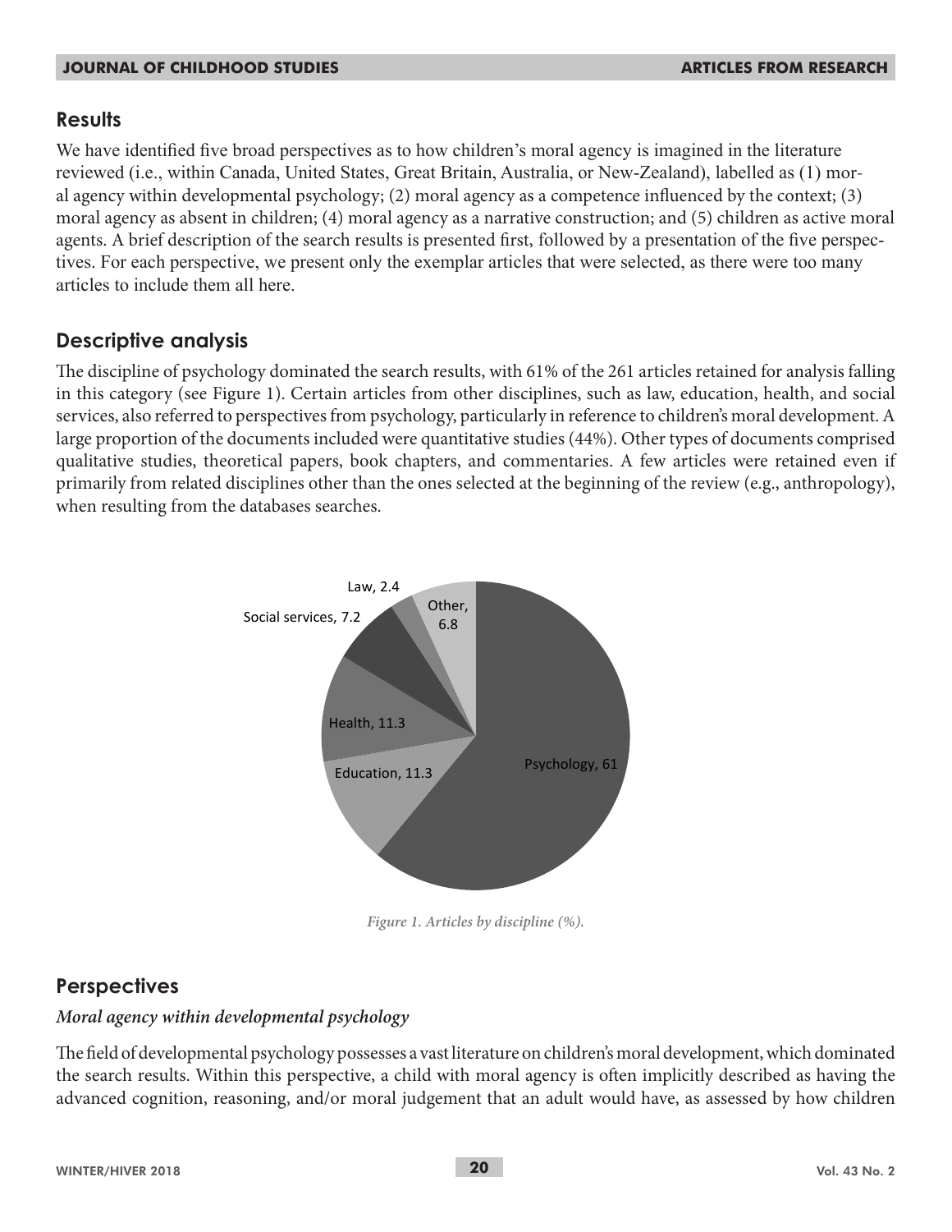## Results

We have identified five broad perspectives as to how children's moral agency is imagined in the literature reviewed (i.e., within Canada, United States, Great Britain, Australia, or New-Zealand), labelled as (1) moral agency within developmental psychology; (2) moral agency as a competence influenced by the context; (3) moral agency as absent in children; (4) moral agency as a narrative construction; and (5) children as active moral agents. A brief description of the search results is presented first, followed by a presentation of the five perspectives. For each perspective, we present only the exemplar articles that were selected, as there were too many articles to include them all here.

## Descriptive analysis

The discipline of psychology dominated the search results, with 61% of the 261 articles retained for analysis falling in this category (see Figure 1). Certain articles from other disciplines, such as law, education, health, and social services, also referred to perspectives from psychology, particularly in reference to children's moral development. A large proportion of the documents included were quantitative studies (44%). Other types of documents comprised qualitative studies, theoretical papers, book chapters, and commentaries. A few articles were retained even if primarily from related disciplines other than the ones selected at the beginning of the review (e.g., anthropology), when resulting from the databases searches.

| Discipline | % |
| --- | --- |
| Psychology | 61 |
| Education | 11.3 |
| Health | 11.3 |
| Social services | 7.2 |
| Law | 2.4 |
| Other | 6.8 |

*Figure 1. Articles by discipline (%).*

## Perspectives

### *Moral agency within developmental psychology*

The field of developmental psychology possesses a vast literature on children's moral development, which dominated the search results. Within this perspective, a child with moral agency is often implicitly described as having the advanced cognition, reasoning, and/or moral judgement that an adult would have, as assessed by how children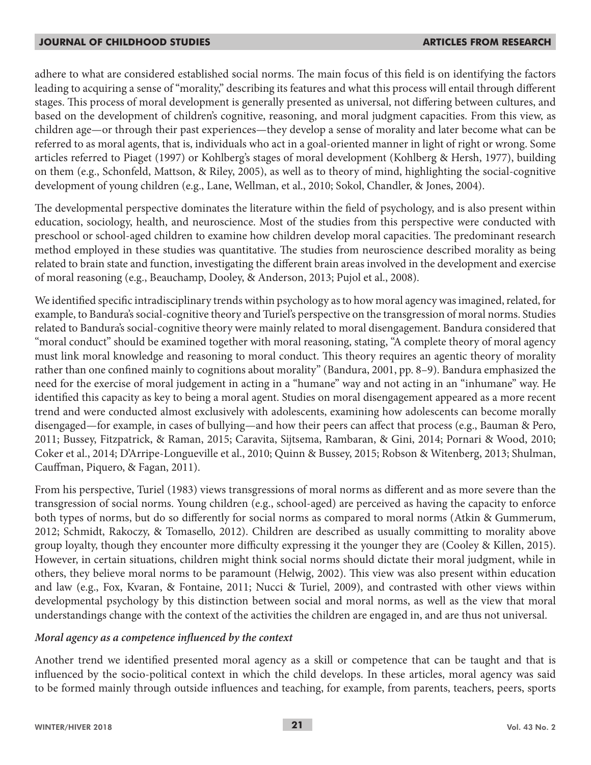adhere to what are considered established social norms. The main focus of this field is on identifying the factors leading to acquiring a sense of "morality," describing its features and what this process will entail through different stages. This process of moral development is generally presented as universal, not differing between cultures, and based on the development of children's cognitive, reasoning, and moral judgment capacities. From this view, as children age—or through their past experiences—they develop a sense of morality and later become what can be referred to as moral agents, that is, individuals who act in a goal-oriented manner in light of right or wrong. Some articles referred to Piaget (1997) or Kohlberg's stages of moral development (Kohlberg & Hersh, 1977), building on them (e.g., Schonfeld, Mattson, & Riley, 2005), as well as to theory of mind, highlighting the social-cognitive development of young children (e.g., Lane, Wellman, et al., 2010; Sokol, Chandler, & Jones, 2004).

The developmental perspective dominates the literature within the field of psychology, and is also present within education, sociology, health, and neuroscience. Most of the studies from this perspective were conducted with preschool or school-aged children to examine how children develop moral capacities. The predominant research method employed in these studies was quantitative. The studies from neuroscience described morality as being related to brain state and function, investigating the different brain areas involved in the development and exercise of moral reasoning (e.g., Beauchamp, Dooley, & Anderson, 2013; Pujol et al., 2008).

We identified specific intradisciplinary trends within psychology as to how moral agency was imagined, related, for example, to Bandura's social-cognitive theory and Turiel's perspective on the transgression of moral norms. Studies related to Bandura's social-cognitive theory were mainly related to moral disengagement. Bandura considered that "moral conduct" should be examined together with moral reasoning, stating, "A complete theory of moral agency must link moral knowledge and reasoning to moral conduct. This theory requires an agentic theory of morality rather than one confined mainly to cognitions about morality" (Bandura, 2001, pp. 8–9). Bandura emphasized the need for the exercise of moral judgement in acting in a "humane" way and not acting in an "inhumane" way. He identified this capacity as key to being a moral agent. Studies on moral disengagement appeared as a more recent trend and were conducted almost exclusively with adolescents, examining how adolescents can become morally disengaged—for example, in cases of bullying—and how their peers can affect that process (e.g., Bauman & Pero, 2011; Bussey, Fitzpatrick, & Raman, 2015; Caravita, Sijtsema, Rambaran, & Gini, 2014; Pornari & Wood, 2010; Coker et al., 2014; D'Arripe-Longueville et al., 2010; Quinn & Bussey, 2015; Robson & Witenberg, 2013; Shulman, Cauffman, Piquero, & Fagan, 2011).

From his perspective, Turiel (1983) views transgressions of moral norms as different and as more severe than the transgression of social norms. Young children (e.g., school-aged) are perceived as having the capacity to enforce both types of norms, but do so differently for social norms as compared to moral norms (Atkin & Gummerum, 2012; Schmidt, Rakoczy, & Tomasello, 2012). Children are described as usually committing to morality above group loyalty, though they encounter more difficulty expressing it the younger they are (Cooley & Killen, 2015). However, in certain situations, children might think social norms should dictate their moral judgment, while in others, they believe moral norms to be paramount (Helwig, 2002). This view was also present within education and law (e.g., Fox, Kvaran, & Fontaine, 2011; Nucci & Turiel, 2009), and contrasted with other views within developmental psychology by this distinction between social and moral norms, as well as the view that moral understandings change with the context of the activities the children are engaged in, and are thus not universal.

### *Moral agency as a competence influenced by the context*

Another trend we identified presented moral agency as a skill or competence that can be taught and that is influenced by the socio-political context in which the child develops. In these articles, moral agency was said to be formed mainly through outside influences and teaching, for example, from parents, teachers, peers, sports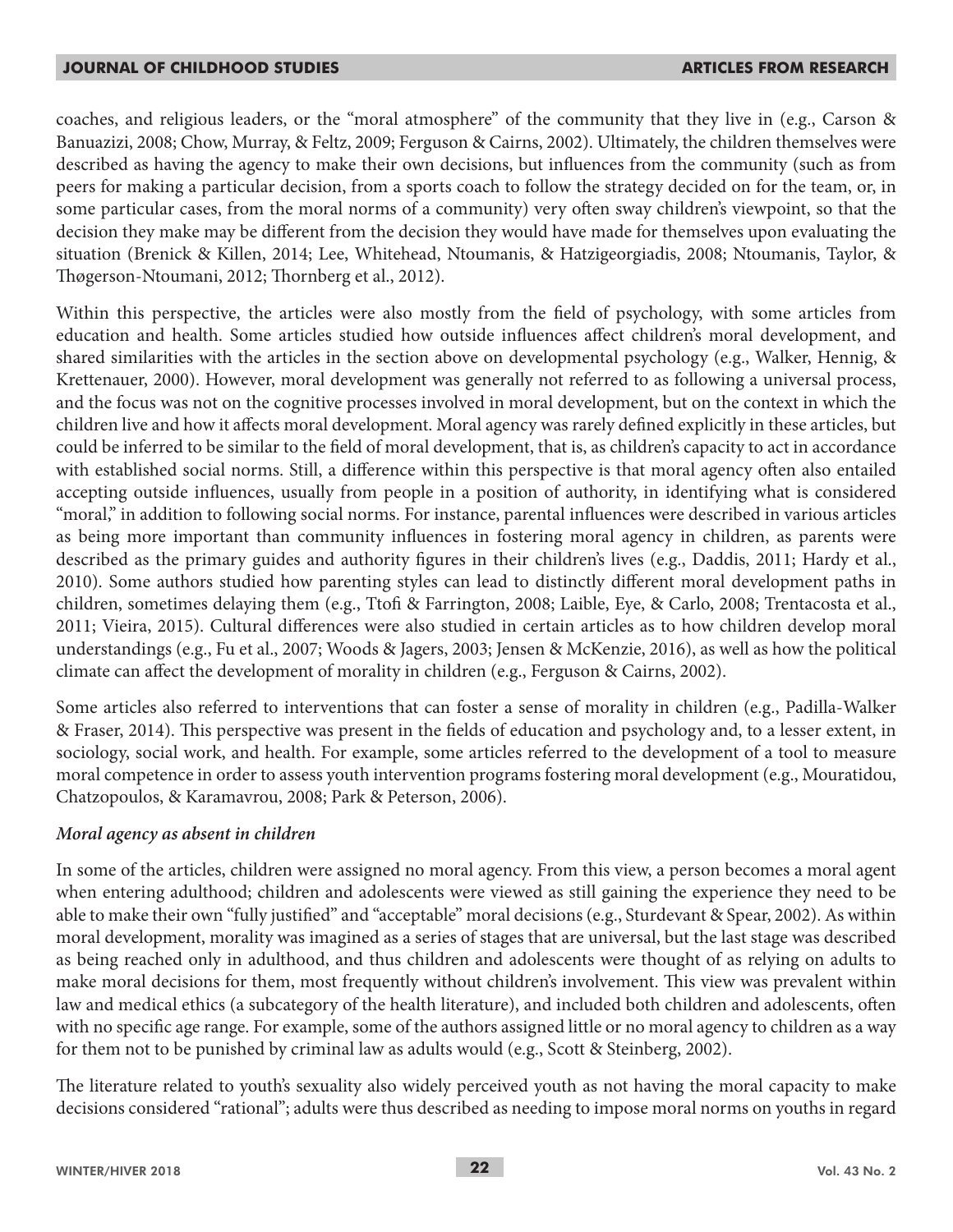coaches, and religious leaders, or the "moral atmosphere" of the community that they live in (e.g., Carson & Banuazizi, 2008; Chow, Murray, & Feltz, 2009; Ferguson & Cairns, 2002). Ultimately, the children themselves were described as having the agency to make their own decisions, but influences from the community (such as from peers for making a particular decision, from a sports coach to follow the strategy decided on for the team, or, in some particular cases, from the moral norms of a community) very often sway children's viewpoint, so that the decision they make may be different from the decision they would have made for themselves upon evaluating the situation (Brenick & Killen, 2014; Lee, Whitehead, Ntoumanis, & Hatzigeorgiadis, 2008; Ntoumanis, Taylor, & Thøgerson-Ntoumani, 2012; Thornberg et al., 2012).

Within this perspective, the articles were also mostly from the field of psychology, with some articles from education and health. Some articles studied how outside influences affect children's moral development, and shared similarities with the articles in the section above on developmental psychology (e.g., Walker, Hennig, & Krettenauer, 2000). However, moral development was generally not referred to as following a universal process, and the focus was not on the cognitive processes involved in moral development, but on the context in which the children live and how it affects moral development. Moral agency was rarely defined explicitly in these articles, but could be inferred to be similar to the field of moral development, that is, as children's capacity to act in accordance with established social norms. Still, a difference within this perspective is that moral agency often also entailed accepting outside influences, usually from people in a position of authority, in identifying what is considered "moral," in addition to following social norms. For instance, parental influences were described in various articles as being more important than community influences in fostering moral agency in children, as parents were described as the primary guides and authority figures in their children's lives (e.g., Daddis, 2011; Hardy et al., 2010). Some authors studied how parenting styles can lead to distinctly different moral development paths in children, sometimes delaying them (e.g., Ttofi & Farrington, 2008; Laible, Eye, & Carlo, 2008; Trentacosta et al., 2011; Vieira, 2015). Cultural differences were also studied in certain articles as to how children develop moral understandings (e.g., Fu et al., 2007; Woods & Jagers, 2003; Jensen & McKenzie, 2016), as well as how the political climate can affect the development of morality in children (e.g., Ferguson & Cairns, 2002).

Some articles also referred to interventions that can foster a sense of morality in children (e.g., Padilla-Walker & Fraser, 2014). This perspective was present in the fields of education and psychology and, to a lesser extent, in sociology, social work, and health. For example, some articles referred to the development of a tool to measure moral competence in order to assess youth intervention programs fostering moral development (e.g., Mouratidou, Chatzopoulos, & Karamavrou, 2008; Park & Peterson, 2006).

***Moral agency as absent in children***

In some of the articles, children were assigned no moral agency. From this view, a person becomes a moral agent when entering adulthood; children and adolescents were viewed as still gaining the experience they need to be able to make their own "fully justified" and "acceptable" moral decisions (e.g., Sturdevant & Spear, 2002). As within moral development, morality was imagined as a series of stages that are universal, but the last stage was described as being reached only in adulthood, and thus children and adolescents were thought of as relying on adults to make moral decisions for them, most frequently without children's involvement. This view was prevalent within law and medical ethics (a subcategory of the health literature), and included both children and adolescents, often with no specific age range. For example, some of the authors assigned little or no moral agency to children as a way for them not to be punished by criminal law as adults would (e.g., Scott & Steinberg, 2002).

The literature related to youth's sexuality also widely perceived youth as not having the moral capacity to make decisions considered "rational"; adults were thus described as needing to impose moral norms on youths in regard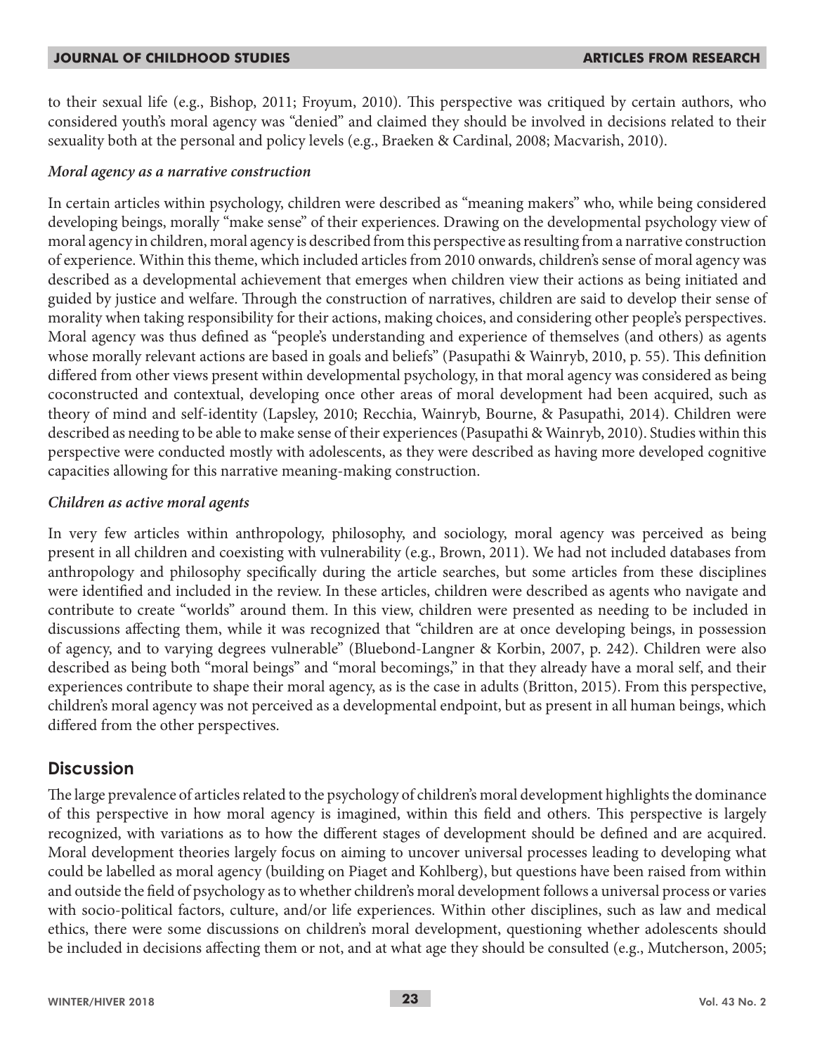to their sexual life (e.g., Bishop, 2011; Froyum, 2010). This perspective was critiqued by certain authors, who considered youth's moral agency was "denied" and claimed they should be involved in decisions related to their sexuality both at the personal and policy levels (e.g., Braeken & Cardinal, 2008; Macvarish, 2010).

### *Moral agency as a narrative construction*

In certain articles within psychology, children were described as "meaning makers" who, while being considered developing beings, morally "make sense" of their experiences. Drawing on the developmental psychology view of moral agency in children, moral agency is described from this perspective as resulting from a narrative construction of experience. Within this theme, which included articles from 2010 onwards, children's sense of moral agency was described as a developmental achievement that emerges when children view their actions as being initiated and guided by justice and welfare. Through the construction of narratives, children are said to develop their sense of morality when taking responsibility for their actions, making choices, and considering other people's perspectives. Moral agency was thus defined as "people's understanding and experience of themselves (and others) as agents whose morally relevant actions are based in goals and beliefs" (Pasupathi & Wainryb, 2010, p. 55). This definition differed from other views present within developmental psychology, in that moral agency was considered as being coconstructed and contextual, developing once other areas of moral development had been acquired, such as theory of mind and self-identity (Lapsley, 2010; Recchia, Wainryb, Bourne, & Pasupathi, 2014). Children were described as needing to be able to make sense of their experiences (Pasupathi & Wainryb, 2010). Studies within this perspective were conducted mostly with adolescents, as they were described as having more developed cognitive capacities allowing for this narrative meaning-making construction.

### *Children as active moral agents*

In very few articles within anthropology, philosophy, and sociology, moral agency was perceived as being present in all children and coexisting with vulnerability (e.g., Brown, 2011). We had not included databases from anthropology and philosophy specifically during the article searches, but some articles from these disciplines were identified and included in the review. In these articles, children were described as agents who navigate and contribute to create "worlds" around them. In this view, children were presented as needing to be included in discussions affecting them, while it was recognized that "children are at once developing beings, in possession of agency, and to varying degrees vulnerable" (Bluebond-Langner & Korbin, 2007, p. 242). Children were also described as being both "moral beings" and "moral becomings," in that they already have a moral self, and their experiences contribute to shape their moral agency, as is the case in adults (Britton, 2015). From this perspective, children's moral agency was not perceived as a developmental endpoint, but as present in all human beings, which differed from the other perspectives.

## Discussion

The large prevalence of articles related to the psychology of children's moral development highlights the dominance of this perspective in how moral agency is imagined, within this field and others. This perspective is largely recognized, with variations as to how the different stages of development should be defined and are acquired. Moral development theories largely focus on aiming to uncover universal processes leading to developing what could be labelled as moral agency (building on Piaget and Kohlberg), but questions have been raised from within and outside the field of psychology as to whether children's moral development follows a universal process or varies with socio-political factors, culture, and/or life experiences. Within other disciplines, such as law and medical ethics, there were some discussions on children's moral development, questioning whether adolescents should be included in decisions affecting them or not, and at what age they should be consulted (e.g., Mutcherson, 2005;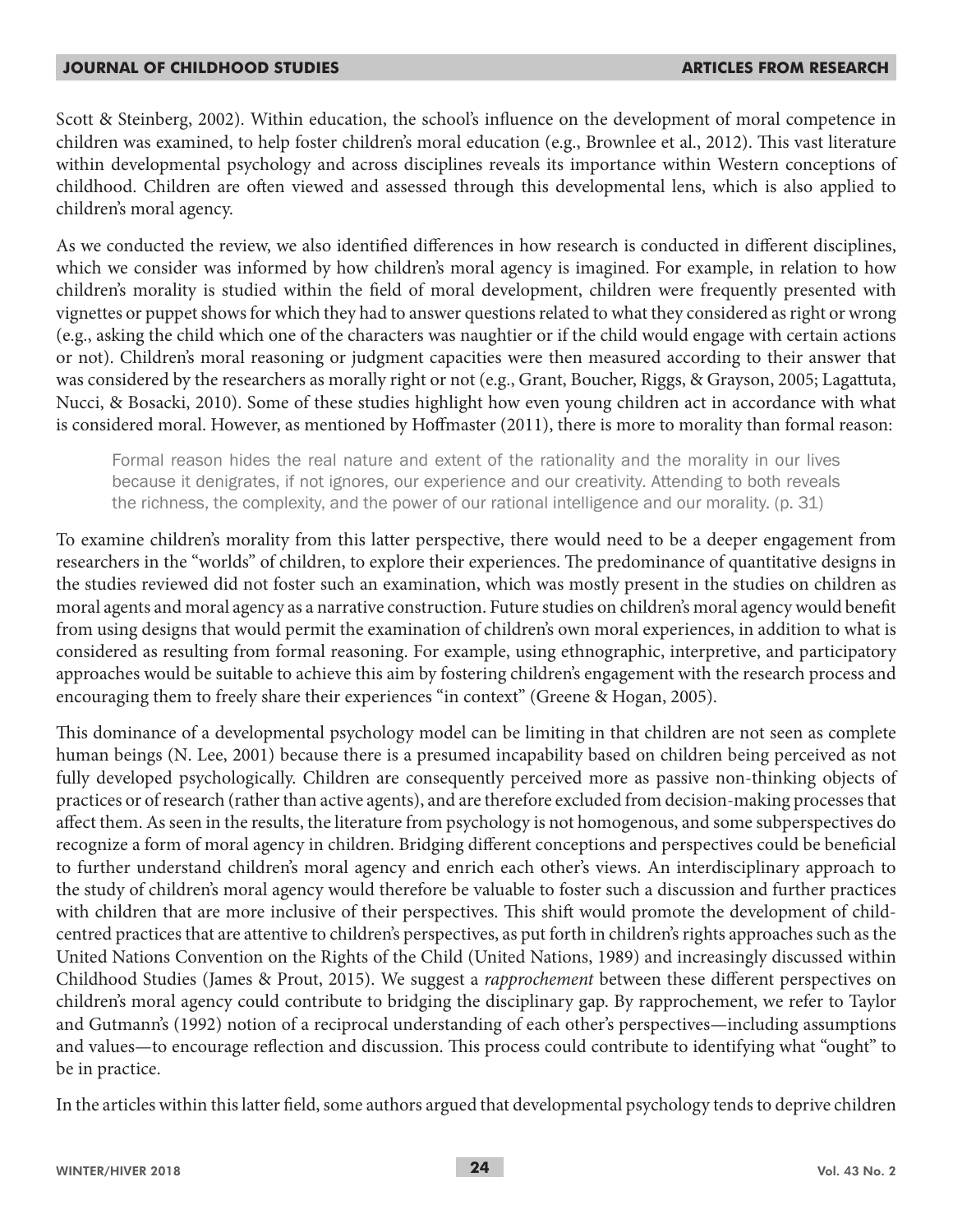Scott & Steinberg, 2002). Within education, the school's influence on the development of moral competence in children was examined, to help foster children's moral education (e.g., Brownlee et al., 2012). This vast literature within developmental psychology and across disciplines reveals its importance within Western conceptions of childhood. Children are often viewed and assessed through this developmental lens, which is also applied to children's moral agency.

As we conducted the review, we also identified differences in how research is conducted in different disciplines, which we consider was informed by how children's moral agency is imagined. For example, in relation to how children's morality is studied within the field of moral development, children were frequently presented with vignettes or puppet shows for which they had to answer questions related to what they considered as right or wrong (e.g., asking the child which one of the characters was naughtier or if the child would engage with certain actions or not). Children's moral reasoning or judgment capacities were then measured according to their answer that was considered by the researchers as morally right or not (e.g., Grant, Boucher, Riggs, & Grayson, 2005; Lagattuta, Nucci, & Bosacki, 2010). Some of these studies highlight how even young children act in accordance with what is considered moral. However, as mentioned by Hoffmaster (2011), there is more to morality than formal reason:

> Formal reason hides the real nature and extent of the rationality and the morality in our lives because it denigrates, if not ignores, our experience and our creativity. Attending to both reveals the richness, the complexity, and the power of our rational intelligence and our morality. (p. 31)

To examine children's morality from this latter perspective, there would need to be a deeper engagement from researchers in the "worlds" of children, to explore their experiences. The predominance of quantitative designs in the studies reviewed did not foster such an examination, which was mostly present in the studies on children as moral agents and moral agency as a narrative construction. Future studies on children's moral agency would benefit from using designs that would permit the examination of children's own moral experiences, in addition to what is considered as resulting from formal reasoning. For example, using ethnographic, interpretive, and participatory approaches would be suitable to achieve this aim by fostering children's engagement with the research process and encouraging them to freely share their experiences "in context" (Greene & Hogan, 2005).

This dominance of a developmental psychology model can be limiting in that children are not seen as complete human beings (N. Lee, 2001) because there is a presumed incapability based on children being perceived as not fully developed psychologically. Children are consequently perceived more as passive non-thinking objects of practices or of research (rather than active agents), and are therefore excluded from decision-making processes that affect them. As seen in the results, the literature from psychology is not homogenous, and some subperspectives do recognize a form of moral agency in children. Bridging different conceptions and perspectives could be beneficial to further understand children's moral agency and enrich each other's views. An interdisciplinary approach to the study of children's moral agency would therefore be valuable to foster such a discussion and further practices with children that are more inclusive of their perspectives. This shift would promote the development of child-centred practices that are attentive to children's perspectives, as put forth in children's rights approaches such as the United Nations Convention on the Rights of the Child (United Nations, 1989) and increasingly discussed within Childhood Studies (James & Prout, 2015). We suggest a *rapprochement* between these different perspectives on children's moral agency could contribute to bridging the disciplinary gap. By rapprochement, we refer to Taylor and Gutmann's (1992) notion of a reciprocal understanding of each other's perspectives—including assumptions and values—to encourage reflection and discussion. This process could contribute to identifying what "ought" to be in practice.

In the articles within this latter field, some authors argued that developmental psychology tends to deprive children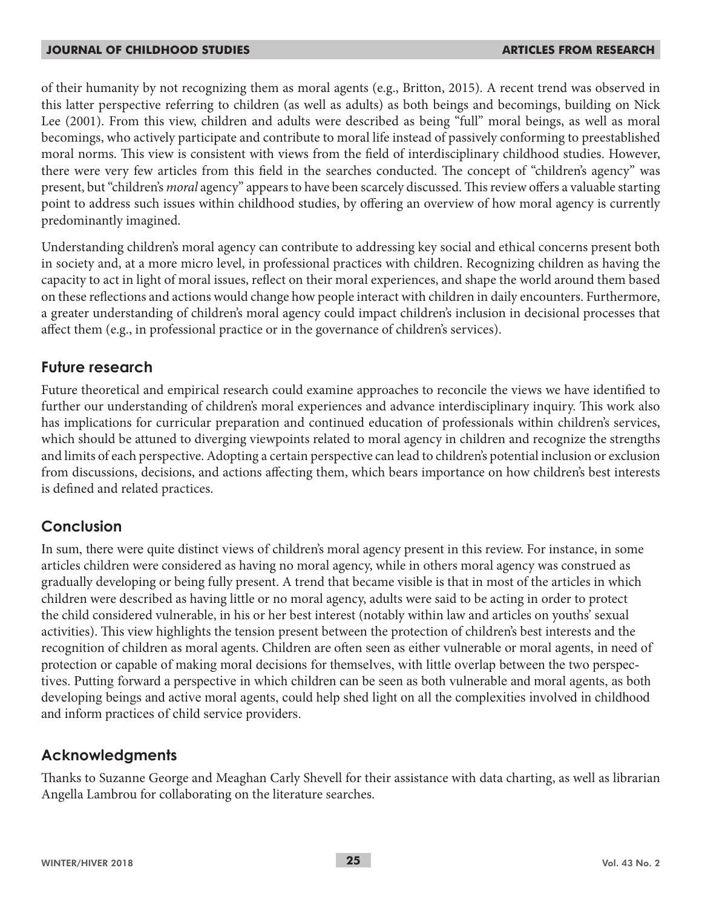of their humanity by not recognizing them as moral agents (e.g., Britton, 2015). A recent trend was observed in this latter perspective referring to children (as well as adults) as both beings and becomings, building on Nick Lee (2001). From this view, children and adults were described as being "full" moral beings, as well as moral becomings, who actively participate and contribute to moral life instead of passively conforming to preestablished moral norms. This view is consistent with views from the field of interdisciplinary childhood studies. However, there were very few articles from this field in the searches conducted. The concept of "children's agency" was present, but "children's *moral* agency" appears to have been scarcely discussed. This review offers a valuable starting point to address such issues within childhood studies, by offering an overview of how moral agency is currently predominantly imagined.

Understanding children's moral agency can contribute to addressing key social and ethical concerns present both in society and, at a more micro level, in professional practices with children. Recognizing children as having the capacity to act in light of moral issues, reflect on their moral experiences, and shape the world around them based on these reflections and actions would change how people interact with children in daily encounters. Furthermore, a greater understanding of children's moral agency could impact children's inclusion in decisional processes that affect them (e.g., in professional practice or in the governance of children's services).

## Future research

Future theoretical and empirical research could examine approaches to reconcile the views we have identified to further our understanding of children's moral experiences and advance interdisciplinary inquiry. This work also has implications for curricular preparation and continued education of professionals within children's services, which should be attuned to diverging viewpoints related to moral agency in children and recognize the strengths and limits of each perspective. Adopting a certain perspective can lead to children's potential inclusion or exclusion from discussions, decisions, and actions affecting them, which bears importance on how children's best interests is defined and related practices.

## Conclusion

In sum, there were quite distinct views of children's moral agency present in this review. For instance, in some articles children were considered as having no moral agency, while in others moral agency was construed as gradually developing or being fully present. A trend that became visible is that in most of the articles in which children were described as having little or no moral agency, adults were said to be acting in order to protect the child considered vulnerable, in his or her best interest (notably within law and articles on youths' sexual activities). This view highlights the tension present between the protection of children's best interests and the recognition of children as moral agents. Children are often seen as either vulnerable or moral agents, in need of protection or capable of making moral decisions for themselves, with little overlap between the two perspectives. Putting forward a perspective in which children can be seen as both vulnerable and moral agents, as both developing beings and active moral agents, could help shed light on all the complexities involved in childhood and inform practices of child service providers.

## Acknowledgments

Thanks to Suzanne George and Meaghan Carly Shevell for their assistance with data charting, as well as librarian Angella Lambrou for collaborating on the literature searches.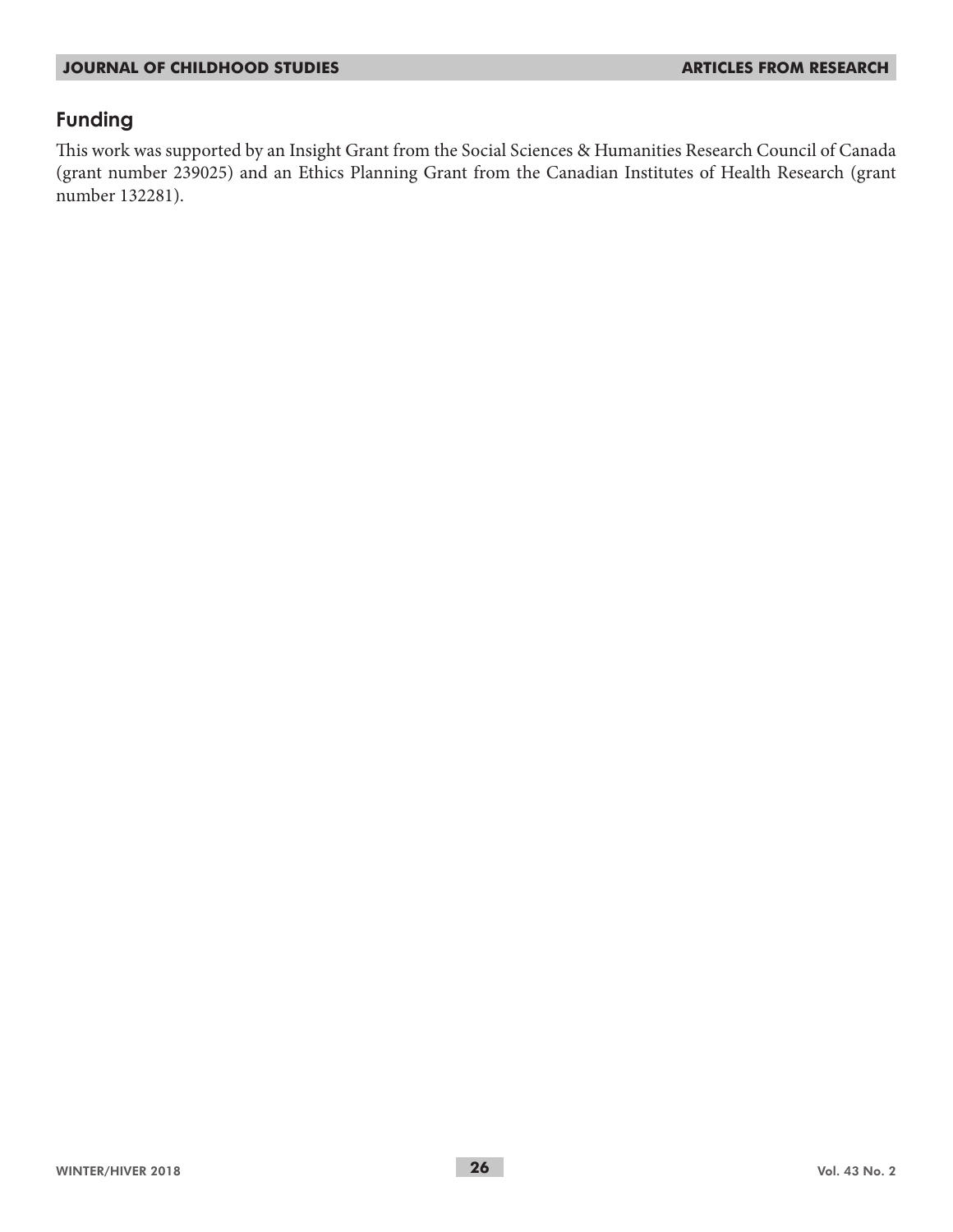## Funding

This work was supported by an Insight Grant from the Social Sciences & Humanities Research Council of Canada (grant number 239025) and an Ethics Planning Grant from the Canadian Institutes of Health Research (grant number 132281).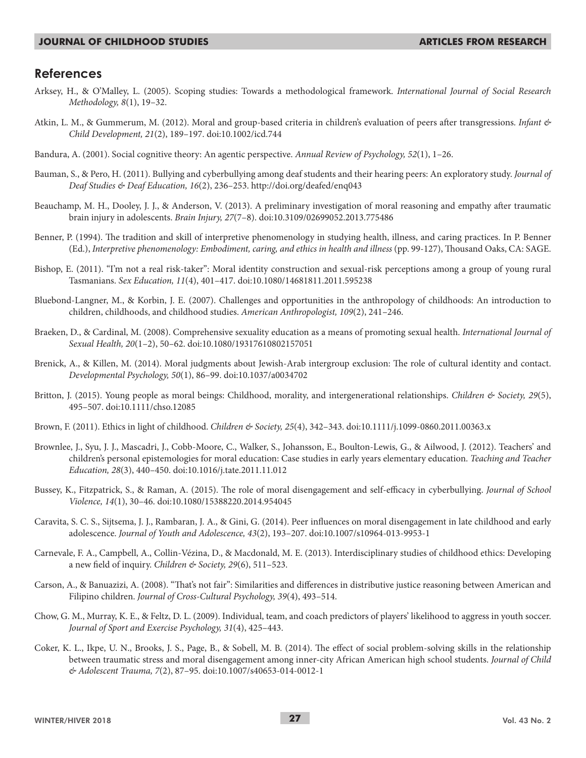## References

Arksey, H., & O'Malley, L. (2005). Scoping studies: Towards a methodological framework. *International Journal of Social Research Methodology, 8*(1), 19–32.

Atkin, L. M., & Gummerum, M. (2012). Moral and group-based criteria in children's evaluation of peers after transgressions. *Infant & Child Development, 21*(2), 189–197. doi:10.1002/icd.744

Bandura, A. (2001). Social cognitive theory: An agentic perspective. *Annual Review of Psychology, 52*(1), 1–26.

Bauman, S., & Pero, H. (2011). Bullying and cyberbullying among deaf students and their hearing peers: An exploratory study. *Journal of Deaf Studies & Deaf Education, 16*(2), 236–253. http://doi.org/deafed/enq043

Beauchamp, M. H., Dooley, J. J., & Anderson, V. (2013). A preliminary investigation of moral reasoning and empathy after traumatic brain injury in adolescents. *Brain Injury, 27*(7–8). doi:10.3109/02699052.2013.775486

Benner, P. (1994). The tradition and skill of interpretive phenomenology in studying health, illness, and caring practices. In P. Benner (Ed.), *Interpretive phenomenology: Embodiment, caring, and ethics in health and illness* (pp. 99-127), Thousand Oaks, CA: SAGE.

Bishop, E. (2011). "I'm not a real risk-taker": Moral identity construction and sexual-risk perceptions among a group of young rural Tasmanians. *Sex Education, 11*(4), 401–417. doi:10.1080/14681811.2011.595238

Bluebond-Langner, M., & Korbin, J. E. (2007). Challenges and opportunities in the anthropology of childhoods: An introduction to children, childhoods, and childhood studies. *American Anthropologist, 109*(2), 241–246.

Braeken, D., & Cardinal, M. (2008). Comprehensive sexuality education as a means of promoting sexual health. *International Journal of Sexual Health, 20*(1–2), 50–62. doi:10.1080/19317610802157051

Brenick, A., & Killen, M. (2014). Moral judgments about Jewish-Arab intergroup exclusion: The role of cultural identity and contact. *Developmental Psychology, 50*(1), 86–99. doi:10.1037/a0034702

Britton, J. (2015). Young people as moral beings: Childhood, morality, and intergenerational relationships. *Children & Society, 29*(5), 495–507. doi:10.1111/chso.12085

Brown, F. (2011). Ethics in light of childhood. *Children & Society, 25*(4), 342–343. doi:10.1111/j.1099-0860.2011.00363.x

Brownlee, J., Syu, J. J., Mascadri, J., Cobb-Moore, C., Walker, S., Johansson, E., Boulton-Lewis, G., & Ailwood, J. (2012). Teachers' and children's personal epistemologies for moral education: Case studies in early years elementary education. *Teaching and Teacher Education, 28*(3), 440–450. doi:10.1016/j.tate.2011.11.012

Bussey, K., Fitzpatrick, S., & Raman, A. (2015). The role of moral disengagement and self-efficacy in cyberbullying. *Journal of School Violence, 14*(1), 30–46. doi:10.1080/15388220.2014.954045

Caravita, S. C. S., Sijtsema, J. J., Rambaran, J. A., & Gini, G. (2014). Peer influences on moral disengagement in late childhood and early adolescence. *Journal of Youth and Adolescence, 43*(2), 193–207. doi:10.1007/s10964-013-9953-1

Carnevale, F. A., Campbell, A., Collin-Vézina, D., & Macdonald, M. E. (2013). Interdisciplinary studies of childhood ethics: Developing a new field of inquiry. *Children & Society, 29*(6), 511–523.

Carson, A., & Banuazizi, A. (2008). "That's not fair": Similarities and differences in distributive justice reasoning between American and Filipino children. *Journal of Cross-Cultural Psychology, 39*(4), 493–514.

Chow, G. M., Murray, K. E., & Feltz, D. L. (2009). Individual, team, and coach predictors of players' likelihood to aggress in youth soccer. *Journal of Sport and Exercise Psychology, 31*(4), 425–443.

Coker, K. L., Ikpe, U. N., Brooks, J. S., Page, B., & Sobell, M. B. (2014). The effect of social problem-solving skills in the relationship between traumatic stress and moral disengagement among inner-city African American high school students. *Journal of Child & Adolescent Trauma, 7*(2), 87–95. doi:10.1007/s40653-014-0012-1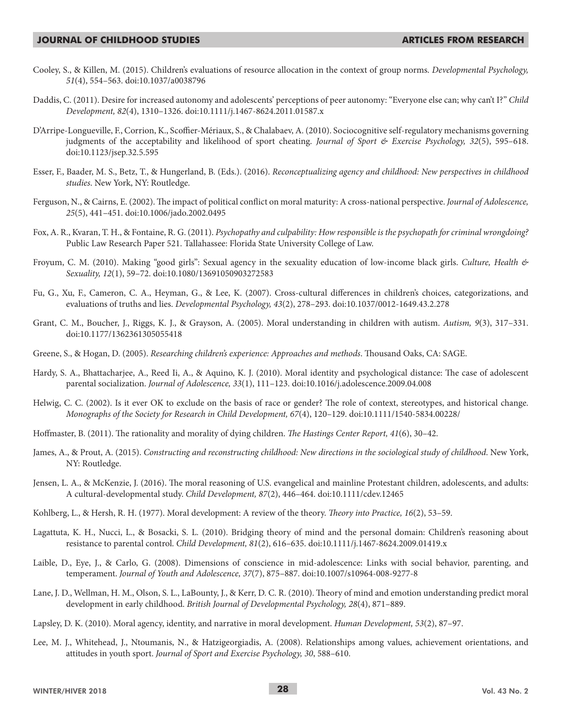Cooley, S., & Killen, M. (2015). Children's evaluations of resource allocation in the context of group norms. *Developmental Psychology, 51*(4), 554–563. doi:10.1037/a0038796

Daddis, C. (2011). Desire for increased autonomy and adolescents' perceptions of peer autonomy: "Everyone else can; why can't I?" *Child Development, 82*(4), 1310–1326. doi:10.1111/j.1467-8624.2011.01587.x

D'Arripe-Longueville, F., Corrion, K., Scoffier-Mériaux, S., & Chalabaev, A. (2010). Sociocognitive self-regulatory mechanisms governing judgments of the acceptability and likelihood of sport cheating. *Journal of Sport & Exercise Psychology, 32*(5), 595–618. doi:10.1123/jsep.32.5.595

Esser, F., Baader, M. S., Betz, T., & Hungerland, B. (Eds.). (2016). *Reconceptualizing agency and childhood: New perspectives in childhood studies*. New York, NY: Routledge.

Ferguson, N., & Cairns, E. (2002). The impact of political conflict on moral maturity: A cross-national perspective. *Journal of Adolescence, 25*(5), 441–451. doi:10.1006/jado.2002.0495

Fox, A. R., Kvaran, T. H., & Fontaine, R. G. (2011). *Psychopathy and culpability: How responsible is the psychopath for criminal wrongdoing?* Public Law Research Paper 521. Tallahassee: Florida State University College of Law.

Froyum, C. M. (2010). Making "good girls": Sexual agency in the sexuality education of low-income black girls. *Culture, Health & Sexuality, 12*(1), 59–72. doi:10.1080/13691050903272583

Fu, G., Xu, F., Cameron, C. A., Heyman, G., & Lee, K. (2007). Cross-cultural differences in children's choices, categorizations, and evaluations of truths and lies. *Developmental Psychology, 43*(2), 278–293. doi:10.1037/0012-1649.43.2.278

Grant, C. M., Boucher, J., Riggs, K. J., & Grayson, A. (2005). Moral understanding in children with autism. *Autism, 9*(3), 317–331. doi:10.1177/1362361305055418

Greene, S., & Hogan, D. (2005). *Researching children's experience: Approaches and methods*. Thousand Oaks, CA: SAGE.

Hardy, S. A., Bhattacharjee, A., Reed Ii, A., & Aquino, K. J. (2010). Moral identity and psychological distance: The case of adolescent parental socialization. *Journal of Adolescence, 33*(1), 111–123. doi:10.1016/j.adolescence.2009.04.008

Helwig, C. C. (2002). Is it ever OK to exclude on the basis of race or gender? The role of context, stereotypes, and historical change. *Monographs of the Society for Research in Child Development, 67*(4), 120–129. doi:10.1111/1540-5834.00228/

Hoffmaster, B. (2011). The rationality and morality of dying children. *The Hastings Center Report, 41*(6), 30–42.

James, A., & Prout, A. (2015). *Constructing and reconstructing childhood: New directions in the sociological study of childhood*. New York, NY: Routledge.

Jensen, L. A., & McKenzie, J. (2016). The moral reasoning of U.S. evangelical and mainline Protestant children, adolescents, and adults: A cultural-developmental study. *Child Development, 87*(2), 446–464. doi:10.1111/cdev.12465

Kohlberg, L., & Hersh, R. H. (1977). Moral development: A review of the theory. *Theory into Practice, 16*(2), 53–59.

Lagattuta, K. H., Nucci, L., & Bosacki, S. L. (2010). Bridging theory of mind and the personal domain: Children's reasoning about resistance to parental control. *Child Development, 81*(2), 616–635. doi:10.1111/j.1467-8624.2009.01419.x

Laible, D., Eye, J., & Carlo, G. (2008). Dimensions of conscience in mid-adolescence: Links with social behavior, parenting, and temperament. *Journal of Youth and Adolescence, 37*(7), 875–887. doi:10.1007/s10964-008-9277-8

Lane, J. D., Wellman, H. M., Olson, S. L., LaBounty, J., & Kerr, D. C. R. (2010). Theory of mind and emotion understanding predict moral development in early childhood. *British Journal of Developmental Psychology, 28*(4), 871–889.

Lapsley, D. K. (2010). Moral agency, identity, and narrative in moral development. *Human Development, 53*(2), 87–97.

Lee, M. J., Whitehead, J., Ntoumanis, N., & Hatzigeorgiadis, A. (2008). Relationships among values, achievement orientations, and attitudes in youth sport. *Journal of Sport and Exercise Psychology, 30*, 588–610.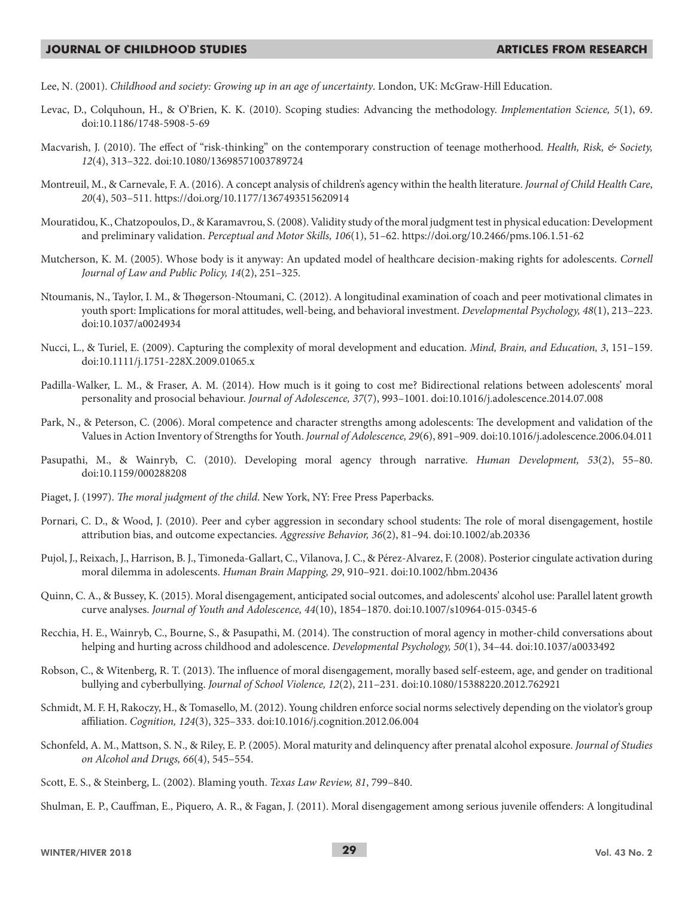Lee, N. (2001). *Childhood and society: Growing up in an age of uncertainty*. London, UK: McGraw-Hill Education.

Levac, D., Colquhoun, H., & O'Brien, K. K. (2010). Scoping studies: Advancing the methodology. *Implementation Science, 5*(1), 69. doi:10.1186/1748-5908-5-69

Macvarish, J. (2010). The effect of "risk-thinking" on the contemporary construction of teenage motherhood. *Health, Risk, & Society, 12*(4), 313–322. doi:10.1080/13698571003789724

Montreuil, M., & Carnevale, F. A. (2016). A concept analysis of children's agency within the health literature. *Journal of Child Health Care*, *20*(4), 503–511. https://doi.org/10.1177/1367493515620914

Mouratidou, K., Chatzopoulos, D., & Karamavrou, S. (2008). Validity study of the moral judgment test in physical education: Development and preliminary validation. *Perceptual and Motor Skills, 106*(1), 51–62. https://doi.org/10.2466/pms.106.1.51-62

Mutcherson, K. M. (2005). Whose body is it anyway: An updated model of healthcare decision-making rights for adolescents. *Cornell Journal of Law and Public Policy, 14*(2), 251–325.

Ntoumanis, N., Taylor, I. M., & Thøgerson-Ntoumani, C. (2012). A longitudinal examination of coach and peer motivational climates in youth sport: Implications for moral attitudes, well-being, and behavioral investment. *Developmental Psychology, 48*(1), 213–223. doi:10.1037/a0024934

Nucci, L., & Turiel, E. (2009). Capturing the complexity of moral development and education. *Mind, Brain, and Education, 3*, 151–159. doi:10.1111/j.1751-228X.2009.01065.x

Padilla-Walker, L. M., & Fraser, A. M. (2014). How much is it going to cost me? Bidirectional relations between adolescents' moral personality and prosocial behaviour. *Journal of Adolescence, 37*(7), 993–1001. doi:10.1016/j.adolescence.2014.07.008

Park, N., & Peterson, C. (2006). Moral competence and character strengths among adolescents: The development and validation of the Values in Action Inventory of Strengths for Youth. *Journal of Adolescence, 29*(6), 891–909. doi:10.1016/j.adolescence.2006.04.011

Pasupathi, M., & Wainryb, C. (2010). Developing moral agency through narrative. *Human Development, 53*(2), 55–80. doi:10.1159/000288208

Piaget, J. (1997). *The moral judgment of the child*. New York, NY: Free Press Paperbacks.

Pornari, C. D., & Wood, J. (2010). Peer and cyber aggression in secondary school students: The role of moral disengagement, hostile attribution bias, and outcome expectancies. *Aggressive Behavior, 36*(2), 81–94. doi:10.1002/ab.20336

Pujol, J., Reixach, J., Harrison, B. J., Timoneda-Gallart, C., Vilanova, J. C., & Pérez-Alvarez, F. (2008). Posterior cingulate activation during moral dilemma in adolescents. *Human Brain Mapping, 29*, 910–921. doi:10.1002/hbm.20436

Quinn, C. A., & Bussey, K. (2015). Moral disengagement, anticipated social outcomes, and adolescents' alcohol use: Parallel latent growth curve analyses. *Journal of Youth and Adolescence, 44*(10), 1854–1870. doi:10.1007/s10964-015-0345-6

Recchia, H. E., Wainryb, C., Bourne, S., & Pasupathi, M. (2014). The construction of moral agency in mother-child conversations about helping and hurting across childhood and adolescence. *Developmental Psychology, 50*(1), 34–44. doi:10.1037/a0033492

Robson, C., & Witenberg, R. T. (2013). The influence of moral disengagement, morally based self-esteem, age, and gender on traditional bullying and cyberbullying. *Journal of School Violence, 12*(2), 211–231. doi:10.1080/15388220.2012.762921

Schmidt, M. F. H, Rakoczy, H., & Tomasello, M. (2012). Young children enforce social norms selectively depending on the violator's group affiliation. *Cognition, 124*(3), 325–333. doi:10.1016/j.cognition.2012.06.004

Schonfeld, A. M., Mattson, S. N., & Riley, E. P. (2005). Moral maturity and delinquency after prenatal alcohol exposure. *Journal of Studies on Alcohol and Drugs, 66*(4), 545–554.

Scott, E. S., & Steinberg, L. (2002). Blaming youth. *Texas Law Review, 81*, 799–840.

Shulman, E. P., Cauffman, E., Piquero, A. R., & Fagan, J. (2011). Moral disengagement among serious juvenile offenders: A longitudinal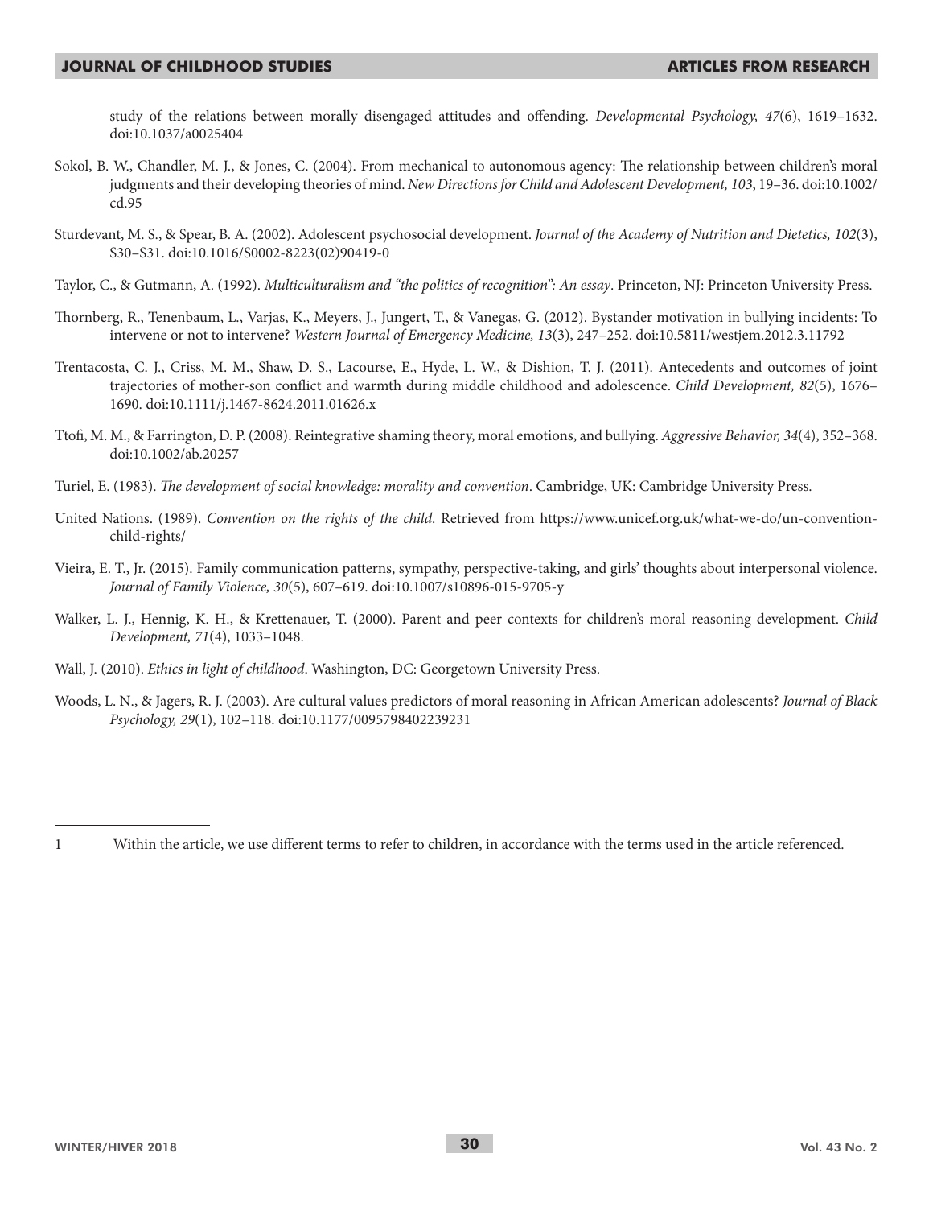study of the relations between morally disengaged attitudes and offending. *Developmental Psychology, 47*(6), 1619–1632. doi:10.1037/a0025404

Sokol, B. W., Chandler, M. J., & Jones, C. (2004). From mechanical to autonomous agency: The relationship between children's moral judgments and their developing theories of mind. *New Directions for Child and Adolescent Development, 103*, 19–36. doi:10.1002/cd.95

Sturdevant, M. S., & Spear, B. A. (2002). Adolescent psychosocial development. *Journal of the Academy of Nutrition and Dietetics, 102*(3), S30–S31. doi:10.1016/S0002-8223(02)90419-0

Taylor, C., & Gutmann, A. (1992). *Multiculturalism and "the politics of recognition": An essay*. Princeton, NJ: Princeton University Press.

Thornberg, R., Tenenbaum, L., Varjas, K., Meyers, J., Jungert, T., & Vanegas, G. (2012). Bystander motivation in bullying incidents: To intervene or not to intervene? *Western Journal of Emergency Medicine, 13*(3), 247–252. doi:10.5811/westjem.2012.3.11792

Trentacosta, C. J., Criss, M. M., Shaw, D. S., Lacourse, E., Hyde, L. W., & Dishion, T. J. (2011). Antecedents and outcomes of joint trajectories of mother-son conflict and warmth during middle childhood and adolescence. *Child Development, 82*(5), 1676–1690. doi:10.1111/j.1467-8624.2011.01626.x

Ttofi, M. M., & Farrington, D. P. (2008). Reintegrative shaming theory, moral emotions, and bullying. *Aggressive Behavior, 34*(4), 352–368. doi:10.1002/ab.20257

Turiel, E. (1983). *The development of social knowledge: morality and convention*. Cambridge, UK: Cambridge University Press.

United Nations. (1989). *Convention on the rights of the child*. Retrieved from https://www.unicef.org.uk/what-we-do/un-convention-child-rights/

Vieira, E. T., Jr. (2015). Family communication patterns, sympathy, perspective-taking, and girls' thoughts about interpersonal violence. *Journal of Family Violence, 30*(5), 607–619. doi:10.1007/s10896-015-9705-y

Walker, L. J., Hennig, K. H., & Krettenauer, T. (2000). Parent and peer contexts for children's moral reasoning development. *Child Development, 71*(4), 1033–1048.

Wall, J. (2010). *Ethics in light of childhood*. Washington, DC: Georgetown University Press.

Woods, L. N., & Jagers, R. J. (2003). Are cultural values predictors of moral reasoning in African American adolescents? *Journal of Black Psychology, 29*(1), 102–118. doi:10.1177/0095798402239231

---

1 Within the article, we use different terms to refer to children, in accordance with the terms used in the article referenced.